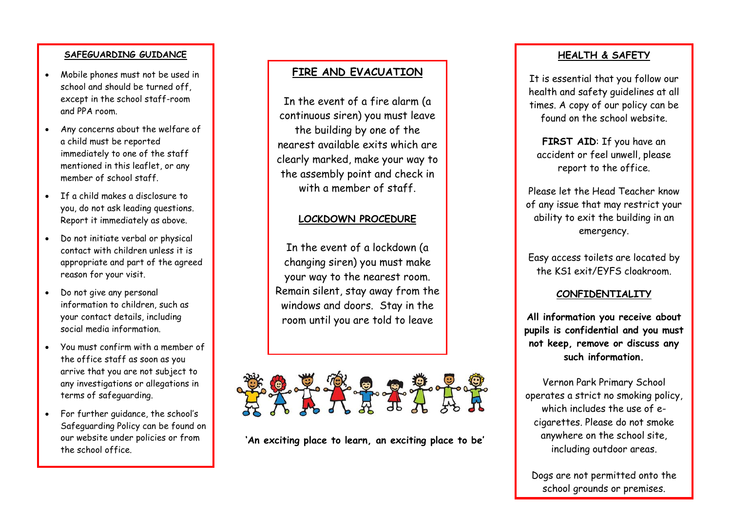## SAFEGUARDING GUIDANCE

- Mobile phones must not be used in school and should be turned off, except in the school staff-room and PPA room.
- Any concerns about the welfare of a child must be reported immediately to one of the staff mentioned in this leaflet, or any member of school staff.
- If a child makes a disclosure to you, do not ask leading questions. Report it immediately as above.
- Do not initiate verbal or physical contact with children unless it is appropriate and part of the agreed reason for your visit.
- Do not give any personal information to children, such as your contact details, including social media information.
- You must confirm with a member of the office staff as soon as you arrive that you are not subject to any investigations or allegations in terms of safeguarding.
- For further guidance, the school's Safeguarding Policy can be found on our website under policies or from the school office.

## FIRE AND EVACUATION

In the event of a fire alarm (a continuous siren) you must leave the building by one of the nearest available exits which are clearly marked, make your way to the assembly point and check in with a member of staff.

## LOCKDOWN PROCEDURE

In the event of a lockdown (a changing siren) you must make your way to the nearest room. Remain silent, stay away from the windows and doors. Stay in the room until you are told to leave

**'An exciting place to learn, an exciting place to be'**

## HEALTH & SAFETY

It is essential that you follow our health and safety guidelines at all times. A copy of our policy can be found on the school website.

**FIRST AID**: If you have an accident or feel unwell, please report to the office.

Please let the Head Teacher know of any issue that may restrict your ability to exit the building in an emergency.

Easy access toilets are located by the KS1 exit/EYFS cloakroom.

## CONFIDENTIALITY

**All information you receive about pupils is confidential and you must not keep, remove or discuss any such information.**

Vernon Park Primary School operates a strict no smoking policy, which includes the use of e-cigarettes. Please do not smoke anywhere on the school site, including outdoor areas.

Dogs are not permitted onto the school grounds or premises.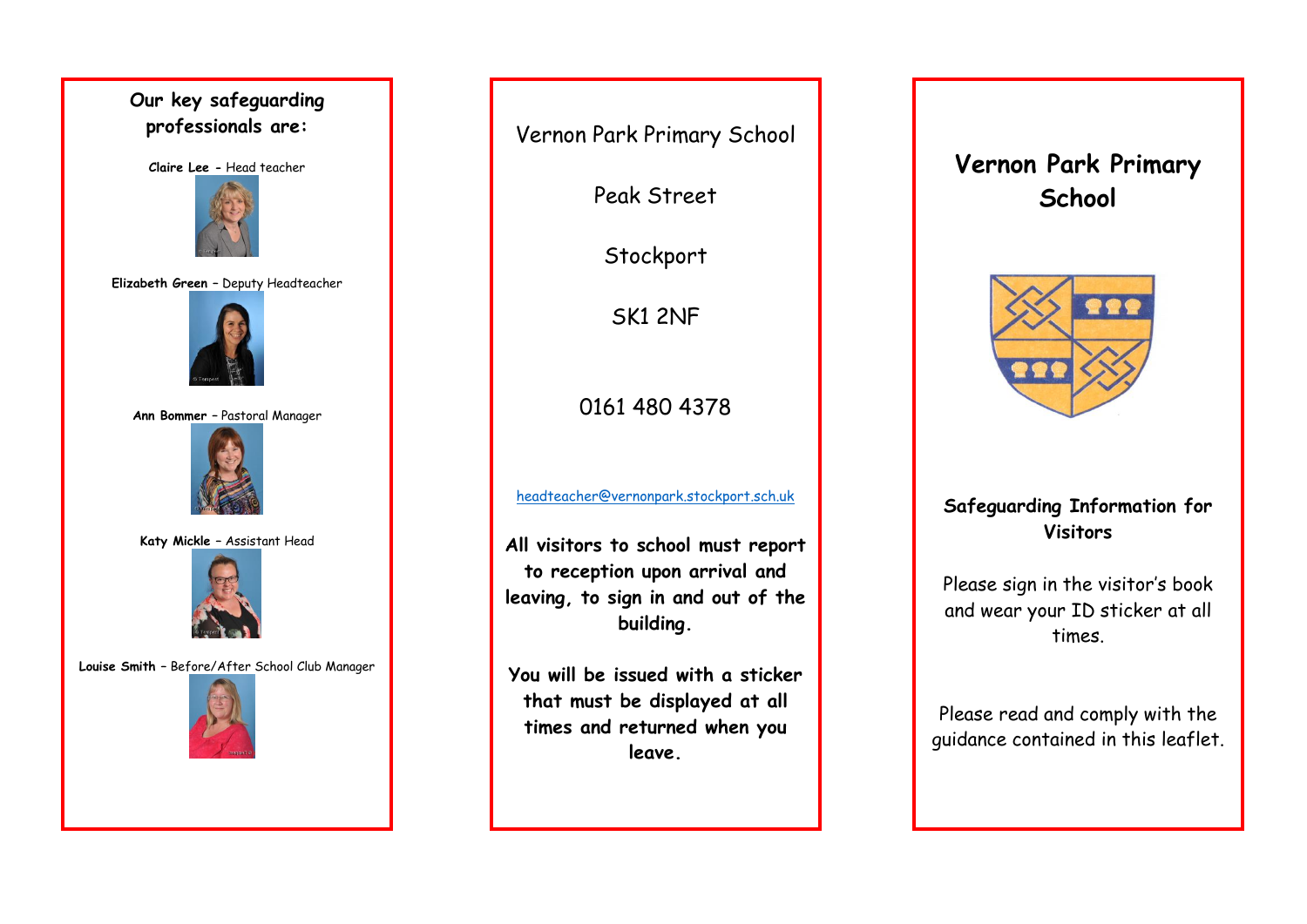**Our key safeguarding professionals are:**

**Claire Lee** - Head teacher

**Elizabeth Green** – Deputy Headteacher

**Ann Bommer** – Pastoral Manager

**Katy Mickle** – Assistant Head

**Louise Smith** – Before/After School Club Manager

Vernon Park Primary School

Peak Street

Stockport

SK1 2NF

0161 480 4378

headteacher@vernonpark.stockport.sch.uk

**All visitors to school must report to reception upon arrival and leaving, to sign in and out of the building.**

**You will be issued with a sticker that must be displayed at all times and returned when you leave.**

# Vernon Park Primary School

**Safeguarding Information for Visitors**

Please sign in the visitor's book and wear your ID sticker at all times.

Please read and comply with the guidance contained in this leaflet.